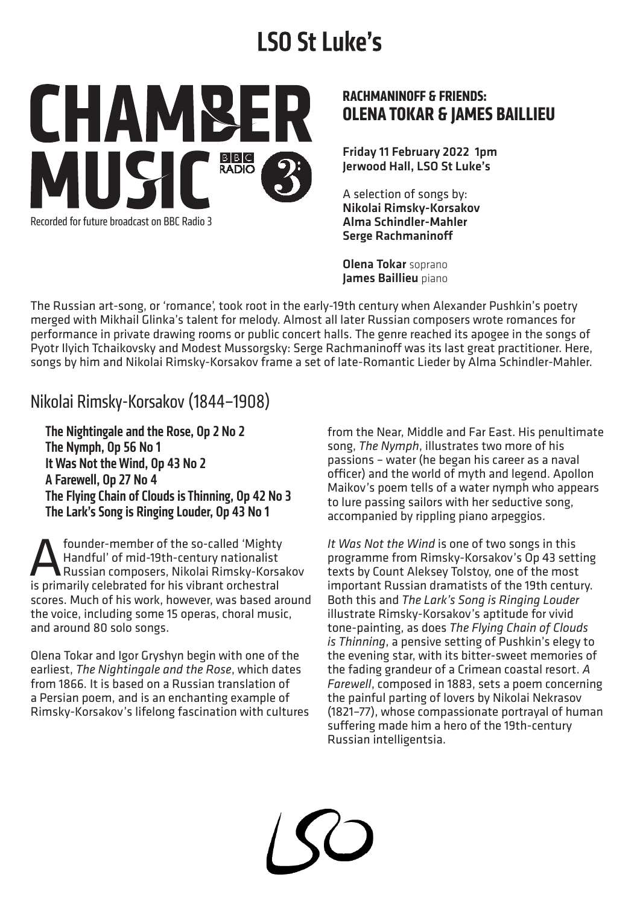# LSO St Luke's

CHAMBER MUSIC BBC RADIO 3

Recorded for future broadcast on BBC Radio 3

## RACHMANINOFF & FRIENDS: OLENA TOKAR & JAMES BAILLIEU

**Friday 11 February 2022 1pm**
**Jerwood Hall, LSO St Luke's**

A selection of songs by:
**Nikolai Rimsky-Korsakov**
**Alma Schindler-Mahler**
**Serge Rachmaninoff**

**Olena Tokar** soprano
**James Baillieu** piano

The Russian art-song, or 'romance', took root in the early-19th century when Alexander Pushkin's poetry merged with Mikhail Glinka's talent for melody. Almost all later Russian composers wrote romances for performance in private drawing rooms or public concert halls. The genre reached its apogee in the songs of Pyotr Ilyich Tchaikovsky and Modest Mussorgsky: Serge Rachmaninoff was its last great practitioner. Here, songs by him and Nikolai Rimsky-Korsakov frame a set of late-Romantic Lieder by Alma Schindler-Mahler.

## Nikolai Rimsky-Korsakov (1844–1908)

**The Nightingale and the Rose, Op 2 No 2**
**The Nymph, Op 56 No 1**
**It Was Not the Wind, Op 43 No 2**
**A Farewell, Op 27 No 4**
**The Flying Chain of Clouds is Thinning, Op 42 No 3**
**The Lark's Song is Ringing Louder, Op 43 No 1**

A founder-member of the so-called 'Mighty Handful' of mid-19th-century nationalist Russian composers, Nikolai Rimsky-Korsakov is primarily celebrated for his vibrant orchestral scores. Much of his work, however, was based around the voice, including some 15 operas, choral music, and around 80 solo songs.

Olena Tokar and Igor Gryshyn begin with one of the earliest, *The Nightingale and the Rose*, which dates from 1866. It is based on a Russian translation of a Persian poem, and is an enchanting example of Rimsky-Korsakov's lifelong fascination with cultures from the Near, Middle and Far East. His penultimate song, *The Nymph*, illustrates two more of his passions – water (he began his career as a naval officer) and the world of myth and legend. Apollon Maikov's poem tells of a water nymph who appears to lure passing sailors with her seductive song, accompanied by rippling piano arpeggios.

*It Was Not the Wind* is one of two songs in this programme from Rimsky-Korsakov's Op 43 setting texts by Count Aleksey Tolstoy, one of the most important Russian dramatists of the 19th century. Both this and *The Lark's Song is Ringing Louder* illustrate Rimsky-Korsakov's aptitude for vivid tone-painting, as does *The Flying Chain of Clouds is Thinning*, a pensive setting of Pushkin's elegy to the evening star, with its bitter-sweet memories of the fading grandeur of a Crimean coastal resort. *A Farewell*, composed in 1883, sets a poem concerning the painful parting of lovers by Nikolai Nekrasov (1821–77), whose compassionate portrayal of human suffering made him a hero of the 19th-century Russian intelligentsia.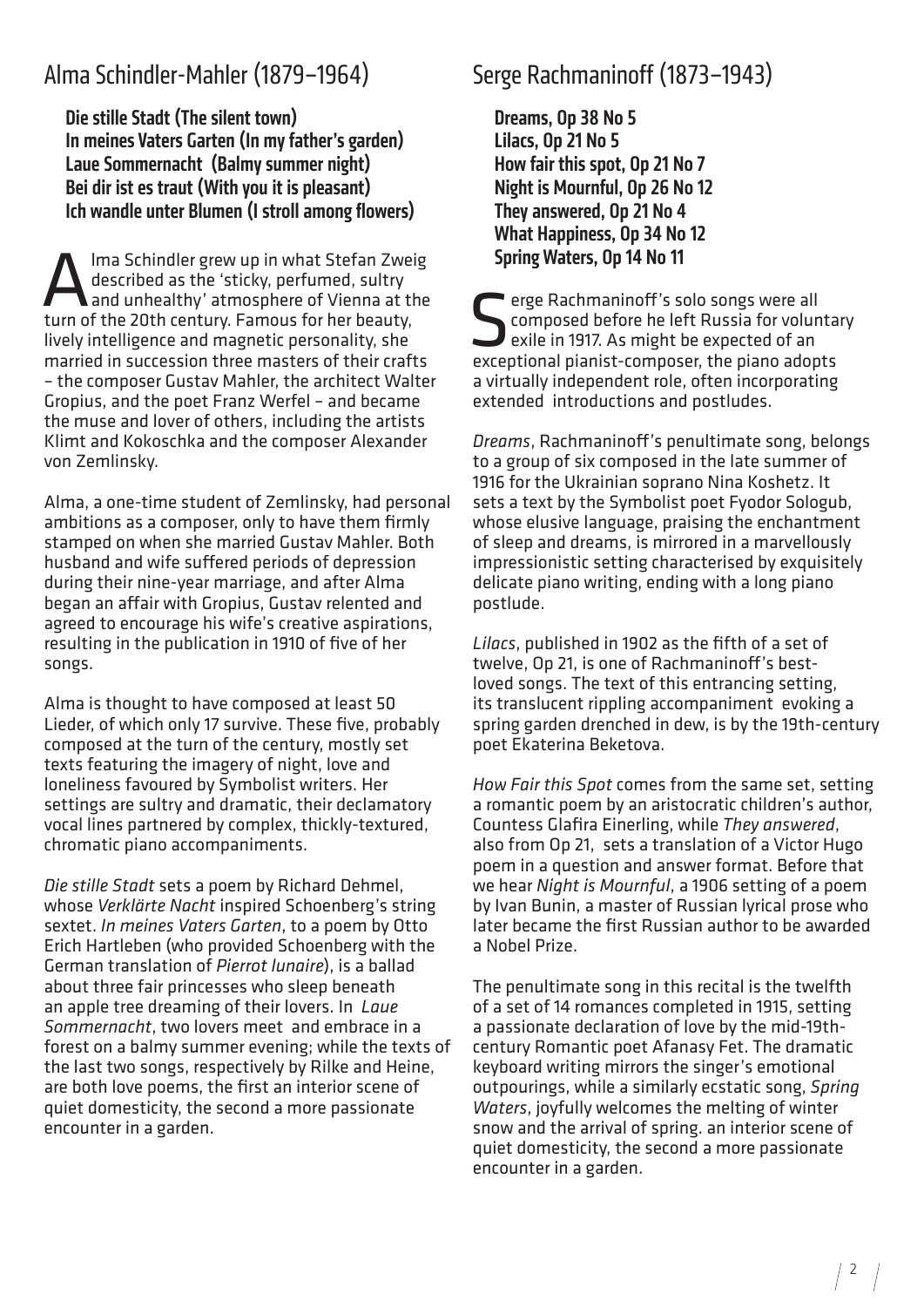## Alma Schindler-Mahler (1879–1964)

**Die stille Stadt (The silent town)**
**In meines Vaters Garten (In my father's garden)**
**Laue Sommernacht (Balmy summer night)**
**Bei dir ist es traut (With you it is pleasant)**
**Ich wandle unter Blumen (I stroll among flowers)**

Alma Schindler grew up in what Stefan Zweig described as the 'sticky, perfumed, sultry and unhealthy' atmosphere of Vienna at the turn of the 20th century. Famous for her beauty, lively intelligence and magnetic personality, she married in succession three masters of their crafts – the composer Gustav Mahler, the architect Walter Gropius, and the poet Franz Werfel – and became the muse and lover of others, including the artists Klimt and Kokoschka and the composer Alexander von Zemlinsky.

Alma, a one-time student of Zemlinsky, had personal ambitions as a composer, only to have them firmly stamped on when she married Gustav Mahler. Both husband and wife suffered periods of depression during their nine-year marriage, and after Alma began an affair with Gropius, Gustav relented and agreed to encourage his wife's creative aspirations, resulting in the publication in 1910 of five of her songs.

Alma is thought to have composed at least 50 Lieder, of which only 17 survive. These five, probably composed at the turn of the century, mostly set texts featuring the imagery of night, love and loneliness favoured by Symbolist writers. Her settings are sultry and dramatic, their declamatory vocal lines partnered by complex, thickly-textured, chromatic piano accompaniments.

*Die stille Stadt* sets a poem by Richard Dehmel, whose *Verklärte Nacht* inspired Schoenberg's string sextet. *In meines Vaters Garten*, to a poem by Otto Erich Hartleben (who provided Schoenberg with the German translation of *Pierrot lunaire*), is a ballad about three fair princesses who sleep beneath an apple tree dreaming of their lovers. In *Laue Sommernacht*, two lovers meet and embrace in a forest on a balmy summer evening; while the texts of the last two songs, respectively by Rilke and Heine, are both love poems, the first an interior scene of quiet domesticity, the second a more passionate encounter in a garden.

## Serge Rachmaninoff (1873–1943)

**Dreams, Op 38 No 5**
**Lilacs, Op 21 No 5**
**How fair this spot, Op 21 No 7**
**Night is Mournful, Op 26 No 12**
**They answered, Op 21 No 4**
**What Happiness, Op 34 No 12**
**Spring Waters, Op 14 No 11**

Serge Rachmaninoff's solo songs were all composed before he left Russia for voluntary exile in 1917. As might be expected of an exceptional pianist-composer, the piano adopts a virtually independent role, often incorporating extended introductions and postludes.

*Dreams*, Rachmaninoff's penultimate song, belongs to a group of six composed in the late summer of 1916 for the Ukrainian soprano Nina Koshetz. It sets a text by the Symbolist poet Fyodor Sologub, whose elusive language, praising the enchantment of sleep and dreams, is mirrored in a marvellously impressionistic setting characterised by exquisitely delicate piano writing, ending with a long piano postlude.

*Lilacs*, published in 1902 as the fifth of a set of twelve, Op 21, is one of Rachmaninoff's best-loved songs. The text of this entrancing setting, its translucent rippling accompaniment evoking a spring garden drenched in dew, is by the 19th-century poet Ekaterina Beketova.

*How Fair this Spot* comes from the same set, setting a romantic poem by an aristocratic children's author, Countess Glafira Einerling, while *They answered*, also from Op 21, sets a translation of a Victor Hugo poem in a question and answer format. Before that we hear *Night is Mournful*, a 1906 setting of a poem by Ivan Bunin, a master of Russian lyrical prose who later became the first Russian author to be awarded a Nobel Prize.

The penultimate song in this recital is the twelfth of a set of 14 romances completed in 1915, setting a passionate declaration of love by the mid-19th-century Romantic poet Afanasy Fet. The dramatic keyboard writing mirrors the singer's emotional outpourings, while a similarly ecstatic song, *Spring Waters*, joyfully welcomes the melting of winter snow and the arrival of spring. an interior scene of quiet domesticity, the second a more passionate encounter in a garden.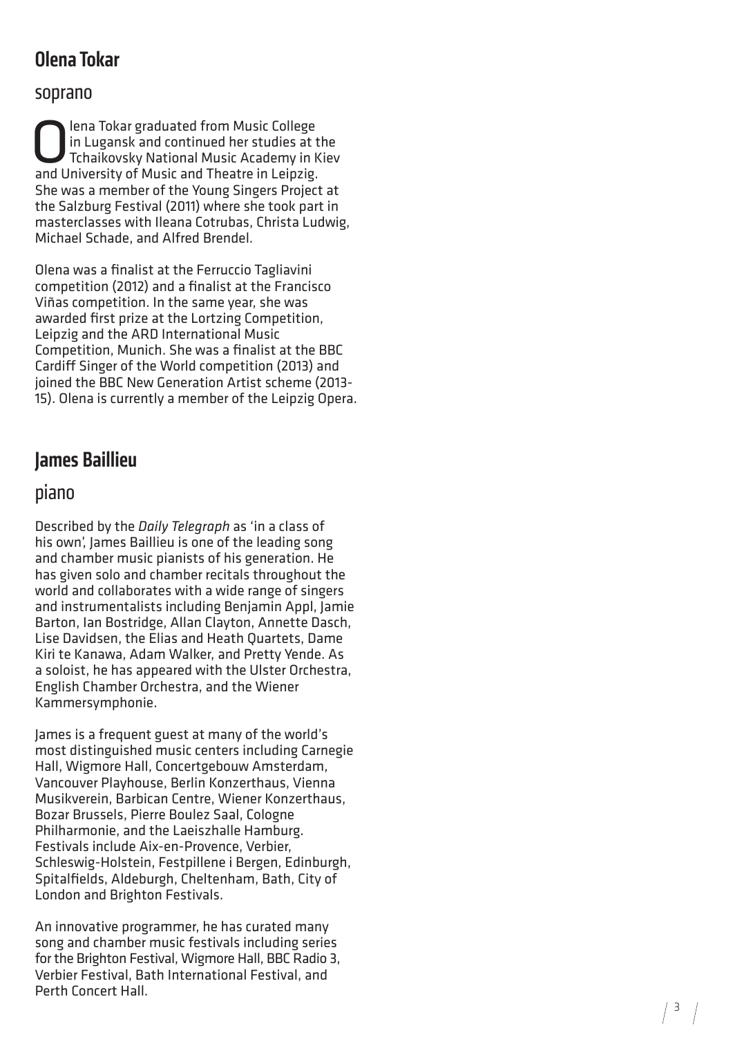## Olena Tokar

### soprano

Olena Tokar graduated from Music College in Lugansk and continued her studies at the Tchaikovsky National Music Academy in Kiev and University of Music and Theatre in Leipzig. She was a member of the Young Singers Project at the Salzburg Festival (2011) where she took part in masterclasses with Ileana Cotrubas, Christa Ludwig, Michael Schade, and Alfred Brendel.

Olena was a finalist at the Ferruccio Tagliavini competition (2012) and a finalist at the Francisco Viñas competition. In the same year, she was awarded first prize at the Lortzing Competition, Leipzig and the ARD International Music Competition, Munich. She was a finalist at the BBC Cardiff Singer of the World competition (2013) and joined the BBC New Generation Artist scheme (2013-15). Olena is currently a member of the Leipzig Opera.

## James Baillieu

### piano

Described by the *Daily Telegraph* as 'in a class of his own', James Baillieu is one of the leading song and chamber music pianists of his generation. He has given solo and chamber recitals throughout the world and collaborates with a wide range of singers and instrumentalists including Benjamin Appl, Jamie Barton, Ian Bostridge, Allan Clayton, Annette Dasch, Lise Davidsen, the Elias and Heath Quartets, Dame Kiri te Kanawa, Adam Walker, and Pretty Yende. As a soloist, he has appeared with the Ulster Orchestra, English Chamber Orchestra, and the Wiener Kammersymphonie.

James is a frequent guest at many of the world's most distinguished music centers including Carnegie Hall, Wigmore Hall, Concertgebouw Amsterdam, Vancouver Playhouse, Berlin Konzerthaus, Vienna Musikverein, Barbican Centre, Wiener Konzerthaus, Bozar Brussels, Pierre Boulez Saal, Cologne Philharmonie, and the Laeiszhalle Hamburg. Festivals include Aix-en-Provence, Verbier, Schleswig-Holstein, Festpillene i Bergen, Edinburgh, Spitalfields, Aldeburgh, Cheltenham, Bath, City of London and Brighton Festivals.

An innovative programmer, he has curated many song and chamber music festivals including series for the Brighton Festival, Wigmore Hall, BBC Radio 3, Verbier Festival, Bath International Festival, and Perth Concert Hall.